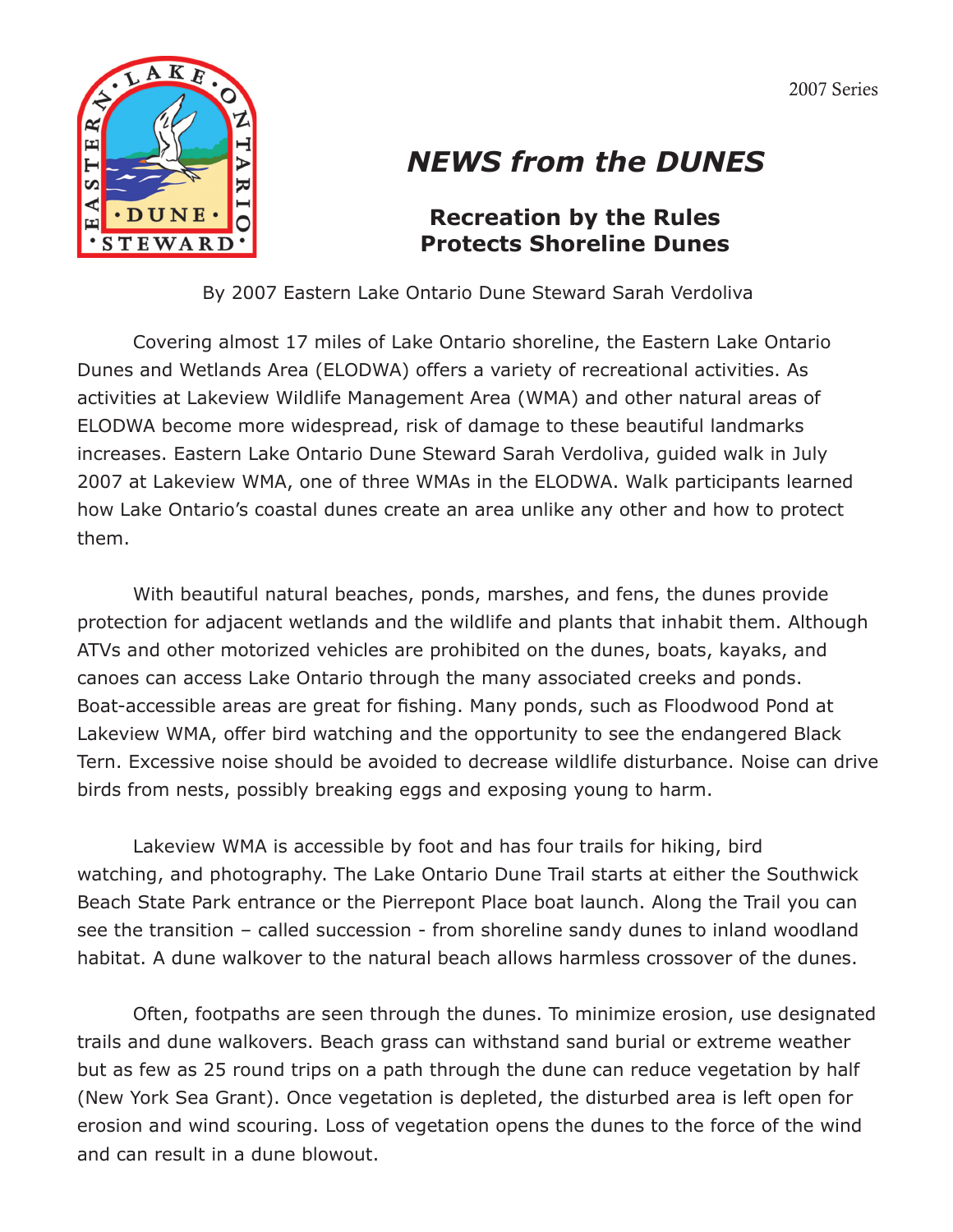2007 Series

# *NEWS from the DUNES*

## Recreation by the Rules Protects Shoreline Dunes

By 2007 Eastern Lake Ontario Dune Steward Sarah Verdoliva

Covering almost 17 miles of Lake Ontario shoreline, the Eastern Lake Ontario Dunes and Wetlands Area (ELODWA) offers a variety of recreational activities. As activities at Lakeview Wildlife Management Area (WMA) and other natural areas of ELODWA become more widespread, risk of damage to these beautiful landmarks increases. Eastern Lake Ontario Dune Steward Sarah Verdoliva, guided walk in July 2007 at Lakeview WMA, one of three WMAs in the ELODWA. Walk participants learned how Lake Ontario's coastal dunes create an area unlike any other and how to protect them.

With beautiful natural beaches, ponds, marshes, and fens, the dunes provide protection for adjacent wetlands and the wildlife and plants that inhabit them. Although ATVs and other motorized vehicles are prohibited on the dunes, boats, kayaks, and canoes can access Lake Ontario through the many associated creeks and ponds. Boat-accessible areas are great for fishing. Many ponds, such as Floodwood Pond at Lakeview WMA, offer bird watching and the opportunity to see the endangered Black Tern. Excessive noise should be avoided to decrease wildlife disturbance. Noise can drive birds from nests, possibly breaking eggs and exposing young to harm.

Lakeview WMA is accessible by foot and has four trails for hiking, bird watching, and photography. The Lake Ontario Dune Trail starts at either the Southwick Beach State Park entrance or the Pierrepont Place boat launch. Along the Trail you can see the transition – called succession - from shoreline sandy dunes to inland woodland habitat. A dune walkover to the natural beach allows harmless crossover of the dunes.

Often, footpaths are seen through the dunes. To minimize erosion, use designated trails and dune walkovers. Beach grass can withstand sand burial or extreme weather but as few as 25 round trips on a path through the dune can reduce vegetation by half (New York Sea Grant). Once vegetation is depleted, the disturbed area is left open for erosion and wind scouring. Loss of vegetation opens the dunes to the force of the wind and can result in a dune blowout.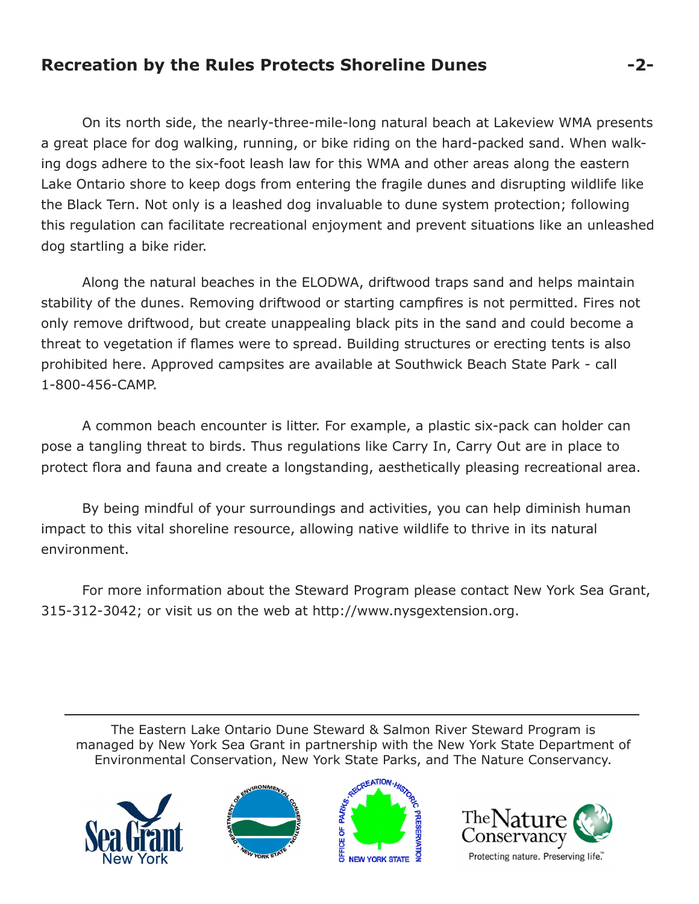On its north side, the nearly-three-mile-long natural beach at Lakeview WMA presents a great place for dog walking, running, or bike riding on the hard-packed sand. When walking dogs adhere to the six-foot leash law for this WMA and other areas along the eastern Lake Ontario shore to keep dogs from entering the fragile dunes and disrupting wildlife like the Black Tern. Not only is a leashed dog invaluable to dune system protection; following this regulation can facilitate recreational enjoyment and prevent situations like an unleashed dog startling a bike rider.

Along the natural beaches in the ELODWA, driftwood traps sand and helps maintain stability of the dunes. Removing driftwood or starting campfires is not permitted. Fires not only remove driftwood, but create unappealing black pits in the sand and could become a threat to vegetation if flames were to spread. Building structures or erecting tents is also prohibited here. Approved campsites are available at Southwick Beach State Park - call 1-800-456-CAMP.

A common beach encounter is litter. For example, a plastic six-pack can holder can pose a tangling threat to birds. Thus regulations like Carry In, Carry Out are in place to protect flora and fauna and create a longstanding, aesthetically pleasing recreational area.

By being mindful of your surroundings and activities, you can help diminish human impact to this vital shoreline resource, allowing native wildlife to thrive in its natural environment.

For more information about the Steward Program please contact New York Sea Grant, 315-312-3042; or visit us on the web at http://www.nysgextension.org.

---

The Eastern Lake Ontario Dune Steward & Salmon River Steward Program is managed by New York Sea Grant in partnership with the New York State Department of Environmental Conservation, New York State Parks, and The Nature Conservancy.

Sea Grant New York

Department of Environmental Conservation · New York State

Office of Parks, Recreation, Historic Preservation · New York State

The Nature Conservancy — Protecting nature. Preserving life.™